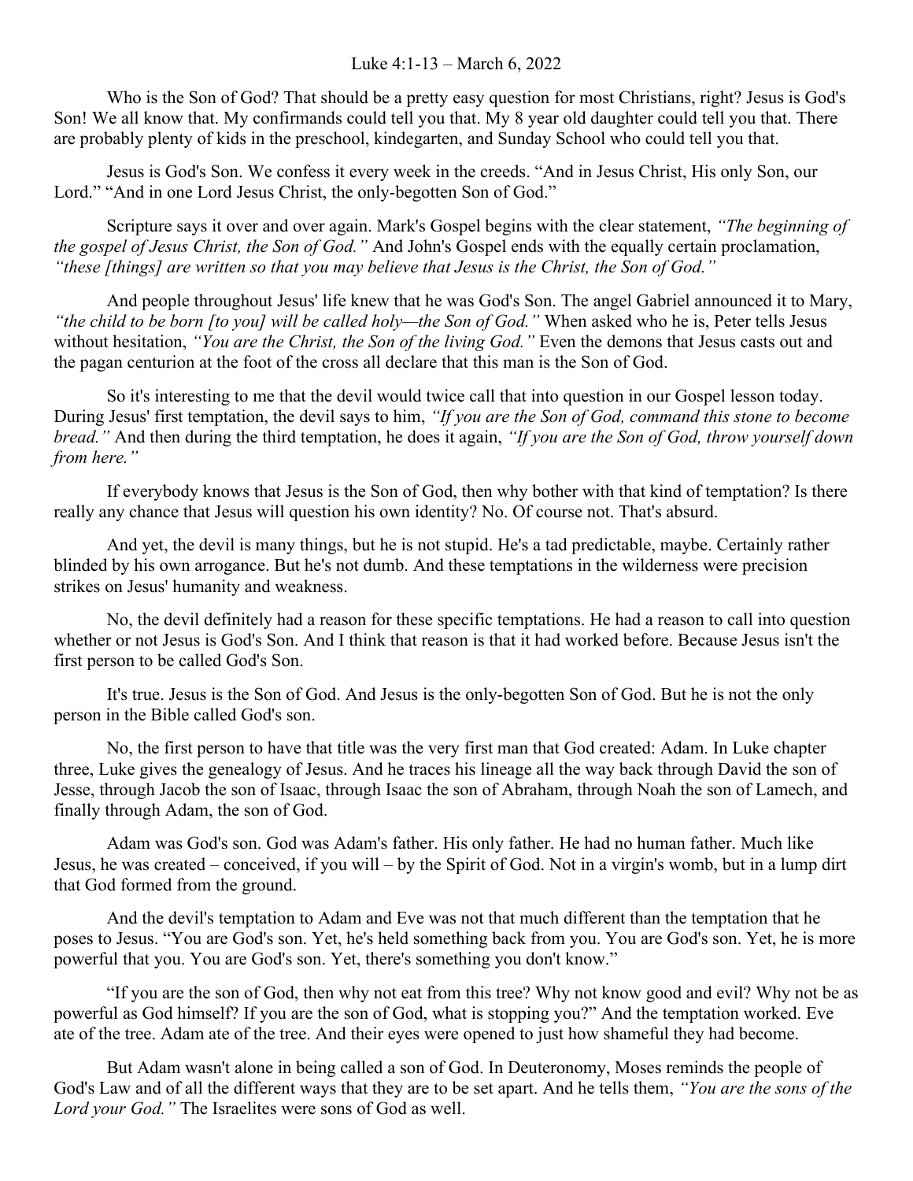Luke 4:1-13 – March 6, 2022

Who is the Son of God? That should be a pretty easy question for most Christians, right? Jesus is God's Son! We all know that. My confirmands could tell you that. My 8 year old daughter could tell you that. There are probably plenty of kids in the preschool, kindegarten, and Sunday School who could tell you that.

Jesus is God's Son. We confess it every week in the creeds. "And in Jesus Christ, His only Son, our Lord." "And in one Lord Jesus Christ, the only-begotten Son of God."

Scripture says it over and over again. Mark's Gospel begins with the clear statement, *"The beginning of the gospel of Jesus Christ, the Son of God."* And John's Gospel ends with the equally certain proclamation, *"these [things] are written so that you may believe that Jesus is the Christ, the Son of God."*

And people throughout Jesus' life knew that he was God's Son. The angel Gabriel announced it to Mary, *"the child to be born [to you] will be called holy—the Son of God."* When asked who he is, Peter tells Jesus without hesitation, *"You are the Christ, the Son of the living God."* Even the demons that Jesus casts out and the pagan centurion at the foot of the cross all declare that this man is the Son of God.

So it's interesting to me that the devil would twice call that into question in our Gospel lesson today. During Jesus' first temptation, the devil says to him, *"If you are the Son of God, command this stone to become bread."* And then during the third temptation, he does it again, *"If you are the Son of God, throw yourself down from here."*

If everybody knows that Jesus is the Son of God, then why bother with that kind of temptation? Is there really any chance that Jesus will question his own identity? No. Of course not. That's absurd.

And yet, the devil is many things, but he is not stupid. He's a tad predictable, maybe. Certainly rather blinded by his own arrogance. But he's not dumb. And these temptations in the wilderness were precision strikes on Jesus' humanity and weakness.

No, the devil definitely had a reason for these specific temptations. He had a reason to call into question whether or not Jesus is God's Son. And I think that reason is that it had worked before. Because Jesus isn't the first person to be called God's Son.

It's true. Jesus is the Son of God. And Jesus is the only-begotten Son of God. But he is not the only person in the Bible called God's son.

No, the first person to have that title was the very first man that God created: Adam. In Luke chapter three, Luke gives the genealogy of Jesus. And he traces his lineage all the way back through David the son of Jesse, through Jacob the son of Isaac, through Isaac the son of Abraham, through Noah the son of Lamech, and finally through Adam, the son of God.

Adam was God's son. God was Adam's father. His only father. He had no human father. Much like Jesus, he was created – conceived, if you will – by the Spirit of God. Not in a virgin's womb, but in a lump dirt that God formed from the ground.

And the devil's temptation to Adam and Eve was not that much different than the temptation that he poses to Jesus. "You are God's son. Yet, he's held something back from you. You are God's son. Yet, he is more powerful that you. You are God's son. Yet, there's something you don't know."

"If you are the son of God, then why not eat from this tree? Why not know good and evil? Why not be as powerful as God himself? If you are the son of God, what is stopping you?" And the temptation worked. Eve ate of the tree. Adam ate of the tree. And their eyes were opened to just how shameful they had become.

But Adam wasn't alone in being called a son of God. In Deuteronomy, Moses reminds the people of God's Law and of all the different ways that they are to be set apart. And he tells them, *"You are the sons of the Lord your God."* The Israelites were sons of God as well.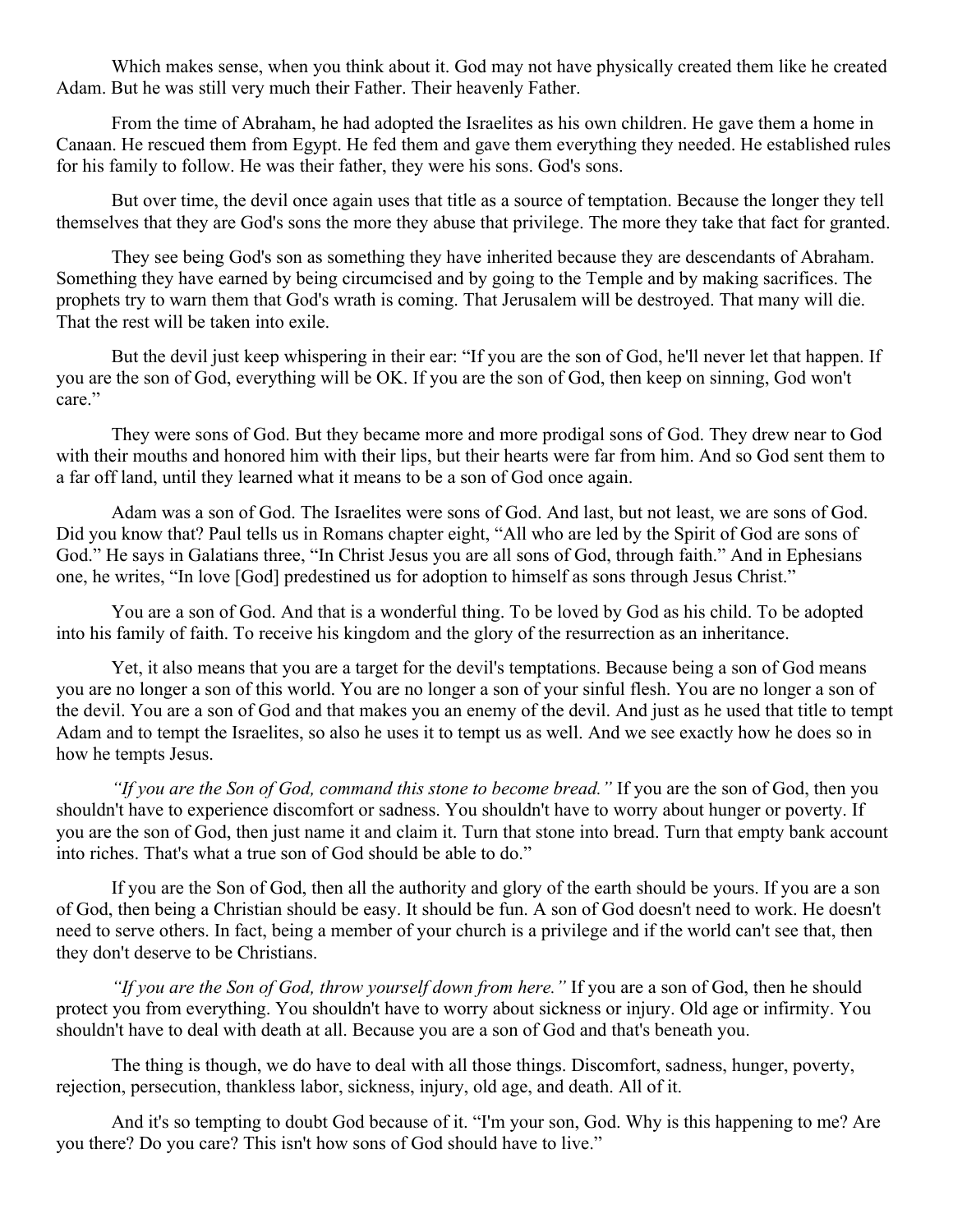Which makes sense, when you think about it. God may not have physically created them like he created Adam. But he was still very much their Father. Their heavenly Father.

From the time of Abraham, he had adopted the Israelites as his own children. He gave them a home in Canaan. He rescued them from Egypt. He fed them and gave them everything they needed. He established rules for his family to follow. He was their father, they were his sons. God's sons.

But over time, the devil once again uses that title as a source of temptation. Because the longer they tell themselves that they are God's sons the more they abuse that privilege. The more they take that fact for granted.

They see being God's son as something they have inherited because they are descendants of Abraham. Something they have earned by being circumcised and by going to the Temple and by making sacrifices. The prophets try to warn them that God's wrath is coming. That Jerusalem will be destroyed. That many will die. That the rest will be taken into exile.

But the devil just keep whispering in their ear: "If you are the son of God, he'll never let that happen. If you are the son of God, everything will be OK. If you are the son of God, then keep on sinning, God won't care."

They were sons of God. But they became more and more prodigal sons of God. They drew near to God with their mouths and honored him with their lips, but their hearts were far from him. And so God sent them to a far off land, until they learned what it means to be a son of God once again.

Adam was a son of God. The Israelites were sons of God. And last, but not least, we are sons of God. Did you know that? Paul tells us in Romans chapter eight, "All who are led by the Spirit of God are sons of God." He says in Galatians three, "In Christ Jesus you are all sons of God, through faith." And in Ephesians one, he writes, "In love [God] predestined us for adoption to himself as sons through Jesus Christ."

You are a son of God. And that is a wonderful thing. To be loved by God as his child. To be adopted into his family of faith. To receive his kingdom and the glory of the resurrection as an inheritance.

Yet, it also means that you are a target for the devil's temptations. Because being a son of God means you are no longer a son of this world. You are no longer a son of your sinful flesh. You are no longer a son of the devil. You are a son of God and that makes you an enemy of the devil. And just as he used that title to tempt Adam and to tempt the Israelites, so also he uses it to tempt us as well. And we see exactly how he does so in how he tempts Jesus.

*"If you are the Son of God, command this stone to become bread."* If you are the son of God, then you shouldn't have to experience discomfort or sadness. You shouldn't have to worry about hunger or poverty. If you are the son of God, then just name it and claim it. Turn that stone into bread. Turn that empty bank account into riches. That's what a true son of God should be able to do."

If you are the Son of God, then all the authority and glory of the earth should be yours. If you are a son of God, then being a Christian should be easy. It should be fun. A son of God doesn't need to work. He doesn't need to serve others. In fact, being a member of your church is a privilege and if the world can't see that, then they don't deserve to be Christians.

*"If you are the Son of God, throw yourself down from here."* If you are a son of God, then he should protect you from everything. You shouldn't have to worry about sickness or injury. Old age or infirmity. You shouldn't have to deal with death at all. Because you are a son of God and that's beneath you.

The thing is though, we do have to deal with all those things. Discomfort, sadness, hunger, poverty, rejection, persecution, thankless labor, sickness, injury, old age, and death. All of it.

And it's so tempting to doubt God because of it. "I'm your son, God. Why is this happening to me? Are you there? Do you care? This isn't how sons of God should have to live."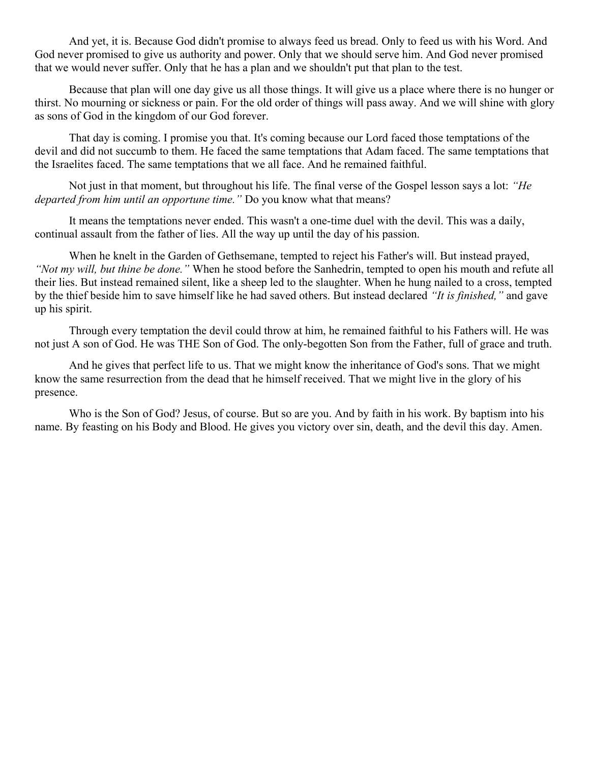And yet, it is. Because God didn't promise to always feed us bread. Only to feed us with his Word. And God never promised to give us authority and power. Only that we should serve him. And God never promised that we would never suffer. Only that he has a plan and we shouldn't put that plan to the test.

Because that plan will one day give us all those things. It will give us a place where there is no hunger or thirst. No mourning or sickness or pain. For the old order of things will pass away. And we will shine with glory as sons of God in the kingdom of our God forever.

That day is coming. I promise you that. It's coming because our Lord faced those temptations of the devil and did not succumb to them. He faced the same temptations that Adam faced. The same temptations that the Israelites faced. The same temptations that we all face. And he remained faithful.

Not just in that moment, but throughout his life. The final verse of the Gospel lesson says a lot: *"He departed from him until an opportune time."* Do you know what that means?

It means the temptations never ended. This wasn't a one-time duel with the devil. This was a daily, continual assault from the father of lies. All the way up until the day of his passion.

When he knelt in the Garden of Gethsemane, tempted to reject his Father's will. But instead prayed, *"Not my will, but thine be done."* When he stood before the Sanhedrin, tempted to open his mouth and refute all their lies. But instead remained silent, like a sheep led to the slaughter. When he hung nailed to a cross, tempted by the thief beside him to save himself like he had saved others. But instead declared *"It is finished,"* and gave up his spirit.

Through every temptation the devil could throw at him, he remained faithful to his Fathers will. He was not just A son of God. He was THE Son of God. The only-begotten Son from the Father, full of grace and truth.

And he gives that perfect life to us. That we might know the inheritance of God's sons. That we might know the same resurrection from the dead that he himself received. That we might live in the glory of his presence.

Who is the Son of God? Jesus, of course. But so are you. And by faith in his work. By baptism into his name. By feasting on his Body and Blood. He gives you victory over sin, death, and the devil this day. Amen.